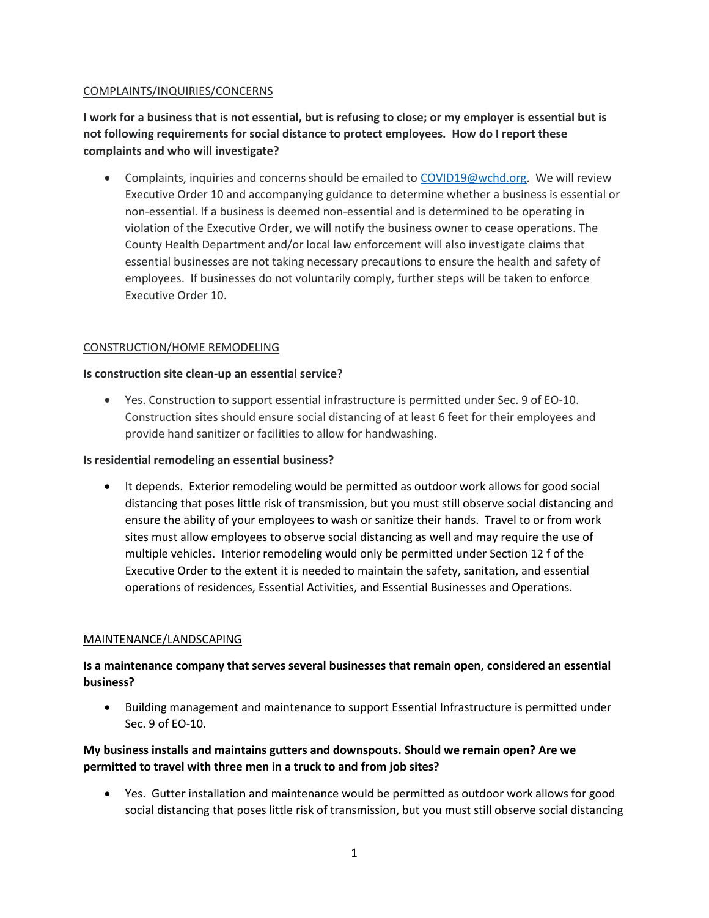## COMPLAINTS/INQUIRIES/CONCERNS

**I work for a business that is not essential, but is refusing to close; or my employer is essential but is not following requirements for social distance to protect employees. How do I report these complaints and who will investigate?**

- Complaints, inquiries and concerns should be emailed to COVID19@wchd.org. We will review Executive Order 10 and accompanying guidance to determine whether a business is essential or non-essential. If a business is deemed non-essential and is determined to be operating in violation of the Executive Order, we will notify the business owner to cease operations. The County Health Department and/or local law enforcement will also investigate claims that essential businesses are not taking necessary precautions to ensure the health and safety of employees. If businesses do not voluntarily comply, further steps will be taken to enforce Executive Order 10.

## CONSTRUCTION/HOME REMODELING

**Is construction site clean-up an essential service?**

- Yes. Construction to support essential infrastructure is permitted under Sec. 9 of EO-10. Construction sites should ensure social distancing of at least 6 feet for their employees and provide hand sanitizer or facilities to allow for handwashing.

**Is residential remodeling an essential business?**

- It depends. Exterior remodeling would be permitted as outdoor work allows for good social distancing that poses little risk of transmission, but you must still observe social distancing and ensure the ability of your employees to wash or sanitize their hands. Travel to or from work sites must allow employees to observe social distancing as well and may require the use of multiple vehicles. Interior remodeling would only be permitted under Section 12 f of the Executive Order to the extent it is needed to maintain the safety, sanitation, and essential operations of residences, Essential Activities, and Essential Businesses and Operations.

## MAINTENANCE/LANDSCAPING

**Is a maintenance company that serves several businesses that remain open, considered an essential business?**

- Building management and maintenance to support Essential Infrastructure is permitted under Sec. 9 of EO-10.

**My business installs and maintains gutters and downspouts. Should we remain open? Are we permitted to travel with three men in a truck to and from job sites?**

- Yes. Gutter installation and maintenance would be permitted as outdoor work allows for good social distancing that poses little risk of transmission, but you must still observe social distancing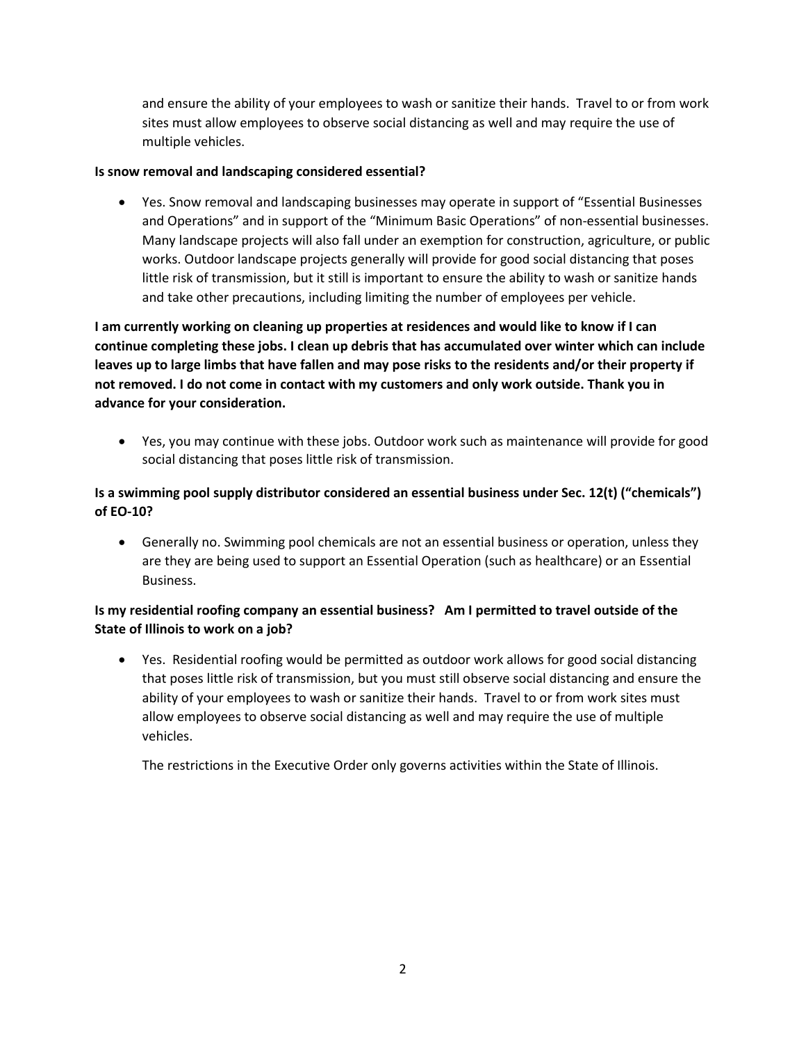and ensure the ability of your employees to wash or sanitize their hands. Travel to or from work sites must allow employees to observe social distancing as well and may require the use of multiple vehicles.

**Is snow removal and landscaping considered essential?**

- Yes. Snow removal and landscaping businesses may operate in support of "Essential Businesses and Operations" and in support of the "Minimum Basic Operations" of non-essential businesses. Many landscape projects will also fall under an exemption for construction, agriculture, or public works. Outdoor landscape projects generally will provide for good social distancing that poses little risk of transmission, but it still is important to ensure the ability to wash or sanitize hands and take other precautions, including limiting the number of employees per vehicle.

**I am currently working on cleaning up properties at residences and would like to know if I can continue completing these jobs. I clean up debris that has accumulated over winter which can include leaves up to large limbs that have fallen and may pose risks to the residents and/or their property if not removed. I do not come in contact with my customers and only work outside. Thank you in advance for your consideration.**

- Yes, you may continue with these jobs. Outdoor work such as maintenance will provide for good social distancing that poses little risk of transmission.

**Is a swimming pool supply distributor considered an essential business under Sec. 12(t) ("chemicals") of EO-10?**

- Generally no. Swimming pool chemicals are not an essential business or operation, unless they are they are being used to support an Essential Operation (such as healthcare) or an Essential Business.

**Is my residential roofing company an essential business? Am I permitted to travel outside of the State of Illinois to work on a job?**

- Yes. Residential roofing would be permitted as outdoor work allows for good social distancing that poses little risk of transmission, but you must still observe social distancing and ensure the ability of your employees to wash or sanitize their hands. Travel to or from work sites must allow employees to observe social distancing as well and may require the use of multiple vehicles.

  The restrictions in the Executive Order only governs activities within the State of Illinois.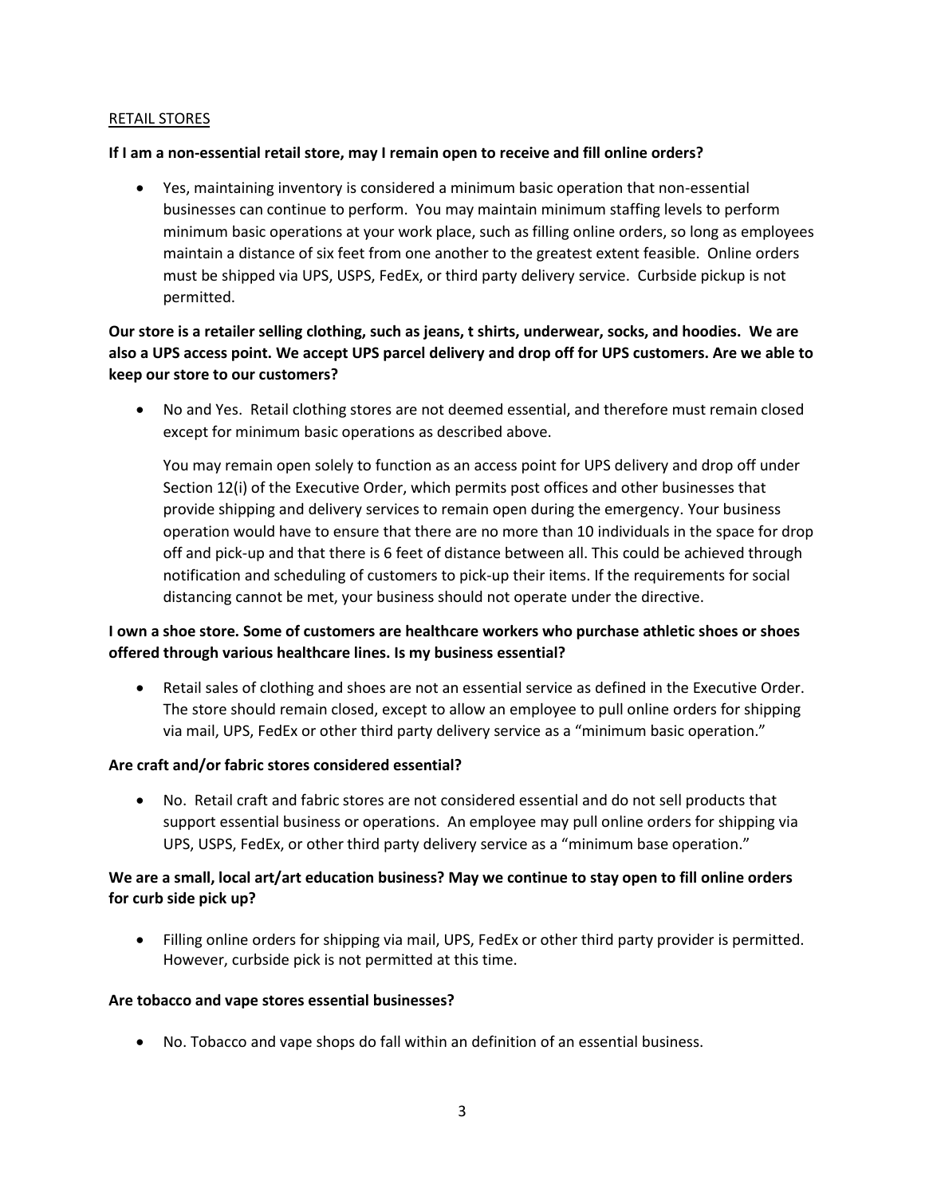RETAIL STORES

**If I am a non-essential retail store, may I remain open to receive and fill online orders?**

- Yes, maintaining inventory is considered a minimum basic operation that non-essential businesses can continue to perform. You may maintain minimum staffing levels to perform minimum basic operations at your work place, such as filling online orders, so long as employees maintain a distance of six feet from one another to the greatest extent feasible. Online orders must be shipped via UPS, USPS, FedEx, or third party delivery service. Curbside pickup is not permitted.

**Our store is a retailer selling clothing, such as jeans, t shirts, underwear, socks, and hoodies. We are also a UPS access point. We accept UPS parcel delivery and drop off for UPS customers. Are we able to keep our store to our customers?**

- No and Yes. Retail clothing stores are not deemed essential, and therefore must remain closed except for minimum basic operations as described above.

  You may remain open solely to function as an access point for UPS delivery and drop off under Section 12(i) of the Executive Order, which permits post offices and other businesses that provide shipping and delivery services to remain open during the emergency. Your business operation would have to ensure that there are no more than 10 individuals in the space for drop off and pick-up and that there is 6 feet of distance between all. This could be achieved through notification and scheduling of customers to pick-up their items. If the requirements for social distancing cannot be met, your business should not operate under the directive.

**I own a shoe store. Some of customers are healthcare workers who purchase athletic shoes or shoes offered through various healthcare lines. Is my business essential?**

- Retail sales of clothing and shoes are not an essential service as defined in the Executive Order. The store should remain closed, except to allow an employee to pull online orders for shipping via mail, UPS, FedEx or other third party delivery service as a "minimum basic operation."

**Are craft and/or fabric stores considered essential?**

- No. Retail craft and fabric stores are not considered essential and do not sell products that support essential business or operations. An employee may pull online orders for shipping via UPS, USPS, FedEx, or other third party delivery service as a "minimum base operation."

**We are a small, local art/art education business? May we continue to stay open to fill online orders for curb side pick up?**

- Filling online orders for shipping via mail, UPS, FedEx or other third party provider is permitted. However, curbside pick is not permitted at this time.

**Are tobacco and vape stores essential businesses?**

- No. Tobacco and vape shops do fall within an definition of an essential business.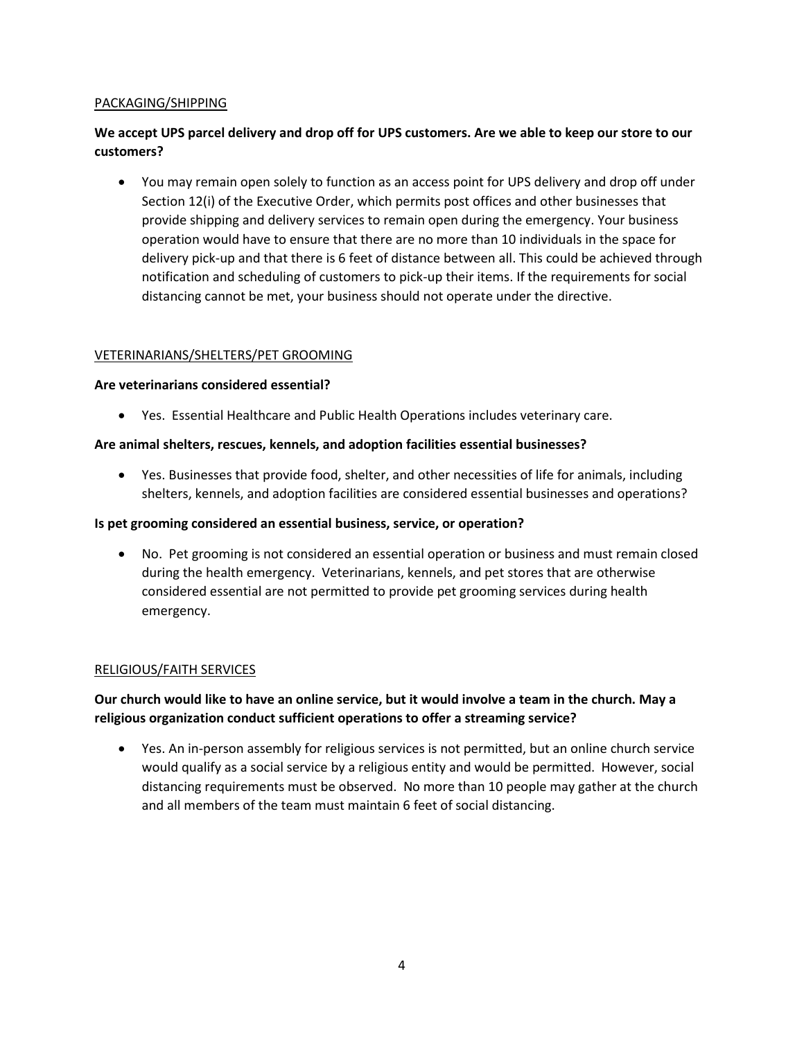## PACKAGING/SHIPPING

**We accept UPS parcel delivery and drop off for UPS customers. Are we able to keep our store to our customers?**

- You may remain open solely to function as an access point for UPS delivery and drop off under Section 12(i) of the Executive Order, which permits post offices and other businesses that provide shipping and delivery services to remain open during the emergency. Your business operation would have to ensure that there are no more than 10 individuals in the space for delivery pick-up and that there is 6 feet of distance between all. This could be achieved through notification and scheduling of customers to pick-up their items. If the requirements for social distancing cannot be met, your business should not operate under the directive.

## VETERINARIANS/SHELTERS/PET GROOMING

**Are veterinarians considered essential?**

- Yes. Essential Healthcare and Public Health Operations includes veterinary care.

**Are animal shelters, rescues, kennels, and adoption facilities essential businesses?**

- Yes. Businesses that provide food, shelter, and other necessities of life for animals, including shelters, kennels, and adoption facilities are considered essential businesses and operations?

**Is pet grooming considered an essential business, service, or operation?**

- No. Pet grooming is not considered an essential operation or business and must remain closed during the health emergency. Veterinarians, kennels, and pet stores that are otherwise considered essential are not permitted to provide pet grooming services during health emergency.

## RELIGIOUS/FAITH SERVICES

**Our church would like to have an online service, but it would involve a team in the church. May a religious organization conduct sufficient operations to offer a streaming service?**

- Yes. An in-person assembly for religious services is not permitted, but an online church service would qualify as a social service by a religious entity and would be permitted. However, social distancing requirements must be observed. No more than 10 people may gather at the church and all members of the team must maintain 6 feet of social distancing.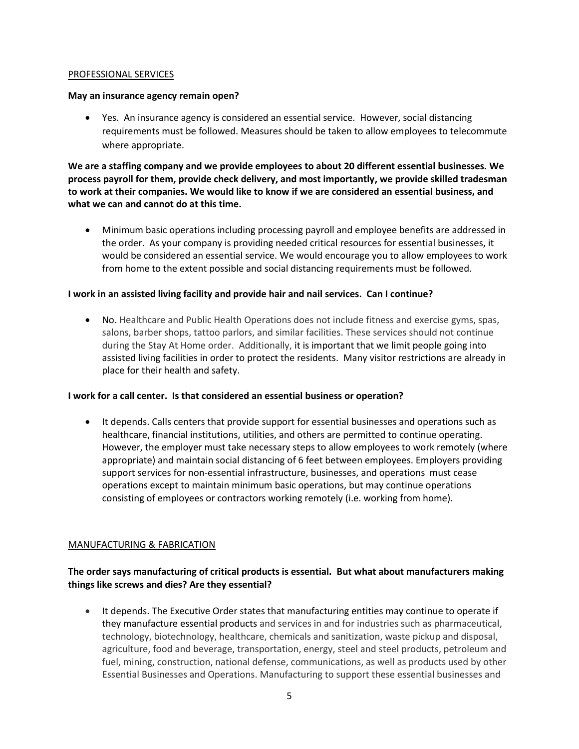## PROFESSIONAL SERVICES

**May an insurance agency remain open?**

- Yes. An insurance agency is considered an essential service. However, social distancing requirements must be followed. Measures should be taken to allow employees to telecommute where appropriate.

**We are a staffing company and we provide employees to about 20 different essential businesses. We process payroll for them, provide check delivery, and most importantly, we provide skilled tradesman to work at their companies. We would like to know if we are considered an essential business, and what we can and cannot do at this time.**

- Minimum basic operations including processing payroll and employee benefits are addressed in the order. As your company is providing needed critical resources for essential businesses, it would be considered an essential service. We would encourage you to allow employees to work from home to the extent possible and social distancing requirements must be followed.

**I work in an assisted living facility and provide hair and nail services. Can I continue?**

- No. Healthcare and Public Health Operations does not include fitness and exercise gyms, spas, salons, barber shops, tattoo parlors, and similar facilities. These services should not continue during the Stay At Home order. Additionally, it is important that we limit people going into assisted living facilities in order to protect the residents. Many visitor restrictions are already in place for their health and safety.

**I work for a call center. Is that considered an essential business or operation?**

- It depends. Calls centers that provide support for essential businesses and operations such as healthcare, financial institutions, utilities, and others are permitted to continue operating. However, the employer must take necessary steps to allow employees to work remotely (where appropriate) and maintain social distancing of 6 feet between employees. Employers providing support services for non-essential infrastructure, businesses, and operations must cease operations except to maintain minimum basic operations, but may continue operations consisting of employees or contractors working remotely (i.e. working from home).

## MANUFACTURING & FABRICATION

**The order says manufacturing of critical products is essential. But what about manufacturers making things like screws and dies? Are they essential?**

- It depends. The Executive Order states that manufacturing entities may continue to operate if they manufacture essential products and services in and for industries such as pharmaceutical, technology, biotechnology, healthcare, chemicals and sanitization, waste pickup and disposal, agriculture, food and beverage, transportation, energy, steel and steel products, petroleum and fuel, mining, construction, national defense, communications, as well as products used by other Essential Businesses and Operations. Manufacturing to support these essential businesses and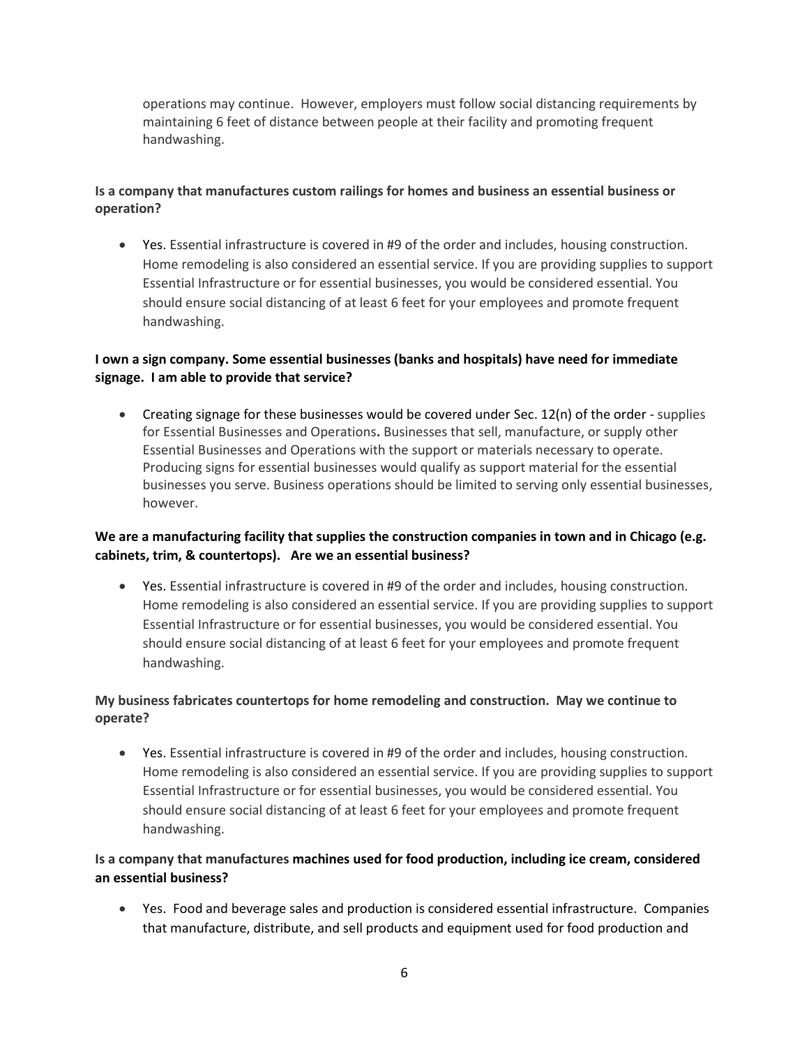operations may continue. However, employers must follow social distancing requirements by maintaining 6 feet of distance between people at their facility and promoting frequent handwashing.

**Is a company that manufactures custom railings for homes and business an essential business or operation?**

- Yes. Essential infrastructure is covered in #9 of the order and includes, housing construction. Home remodeling is also considered an essential service. If you are providing supplies to support Essential Infrastructure or for essential businesses, you would be considered essential. You should ensure social distancing of at least 6 feet for your employees and promote frequent handwashing.

**I own a sign company. Some essential businesses (banks and hospitals) have need for immediate signage. I am able to provide that service?**

- Creating signage for these businesses would be covered under Sec. 12(n) of the order - supplies for Essential Businesses and Operations**.** Businesses that sell, manufacture, or supply other Essential Businesses and Operations with the support or materials necessary to operate. Producing signs for essential businesses would qualify as support material for the essential businesses you serve. Business operations should be limited to serving only essential businesses, however.

**We are a manufacturing facility that supplies the construction companies in town and in Chicago (e.g. cabinets, trim, & countertops). Are we an essential business?**

- Yes. Essential infrastructure is covered in #9 of the order and includes, housing construction. Home remodeling is also considered an essential service. If you are providing supplies to support Essential Infrastructure or for essential businesses, you would be considered essential. You should ensure social distancing of at least 6 feet for your employees and promote frequent handwashing.

**My business fabricates countertops for home remodeling and construction. May we continue to operate?**

- Yes. Essential infrastructure is covered in #9 of the order and includes, housing construction. Home remodeling is also considered an essential service. If you are providing supplies to support Essential Infrastructure or for essential businesses, you would be considered essential. You should ensure social distancing of at least 6 feet for your employees and promote frequent handwashing.

**Is a company that manufactures machines used for food production, including ice cream, considered an essential business?**

- Yes. Food and beverage sales and production is considered essential infrastructure. Companies that manufacture, distribute, and sell products and equipment used for food production and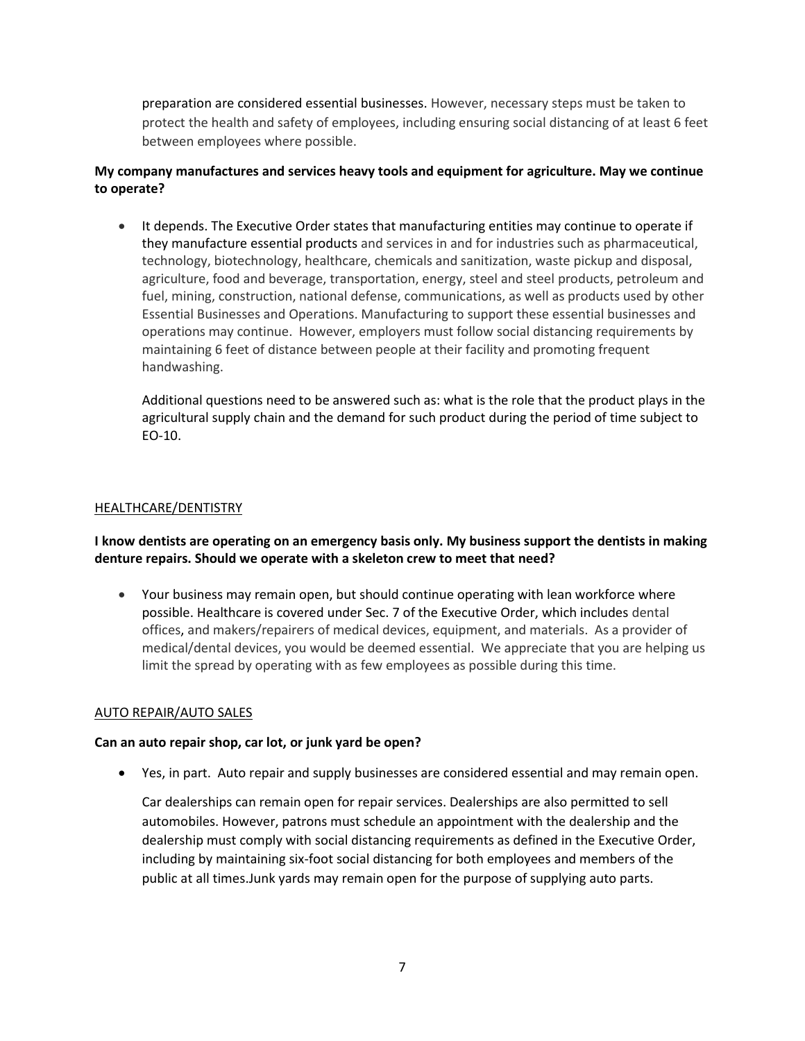preparation are considered essential businesses. However, necessary steps must be taken to protect the health and safety of employees, including ensuring social distancing of at least 6 feet between employees where possible.

**My company manufactures and services heavy tools and equipment for agriculture. May we continue to operate?**

- It depends. The Executive Order states that manufacturing entities may continue to operate if they manufacture essential products and services in and for industries such as pharmaceutical, technology, biotechnology, healthcare, chemicals and sanitization, waste pickup and disposal, agriculture, food and beverage, transportation, energy, steel and steel products, petroleum and fuel, mining, construction, national defense, communications, as well as products used by other Essential Businesses and Operations. Manufacturing to support these essential businesses and operations may continue. However, employers must follow social distancing requirements by maintaining 6 feet of distance between people at their facility and promoting frequent handwashing.

  Additional questions need to be answered such as: what is the role that the product plays in the agricultural supply chain and the demand for such product during the period of time subject to EO-10.

<u>HEALTHCARE/DENTISTRY</u>

**I know dentists are operating on an emergency basis only. My business support the dentists in making denture repairs. Should we operate with a skeleton crew to meet that need?**

- Your business may remain open, but should continue operating with lean workforce where possible. Healthcare is covered under Sec. 7 of the Executive Order, which includes dental offices, and makers/repairers of medical devices, equipment, and materials. As a provider of medical/dental devices, you would be deemed essential. We appreciate that you are helping us limit the spread by operating with as few employees as possible during this time.

<u>AUTO REPAIR/AUTO SALES</u>

**Can an auto repair shop, car lot, or junk yard be open?**

- Yes, in part. Auto repair and supply businesses are considered essential and may remain open.

  Car dealerships can remain open for repair services. Dealerships are also permitted to sell automobiles. However, patrons must schedule an appointment with the dealership and the dealership must comply with social distancing requirements as defined in the Executive Order, including by maintaining six-foot social distancing for both employees and members of the public at all times.Junk yards may remain open for the purpose of supplying auto parts.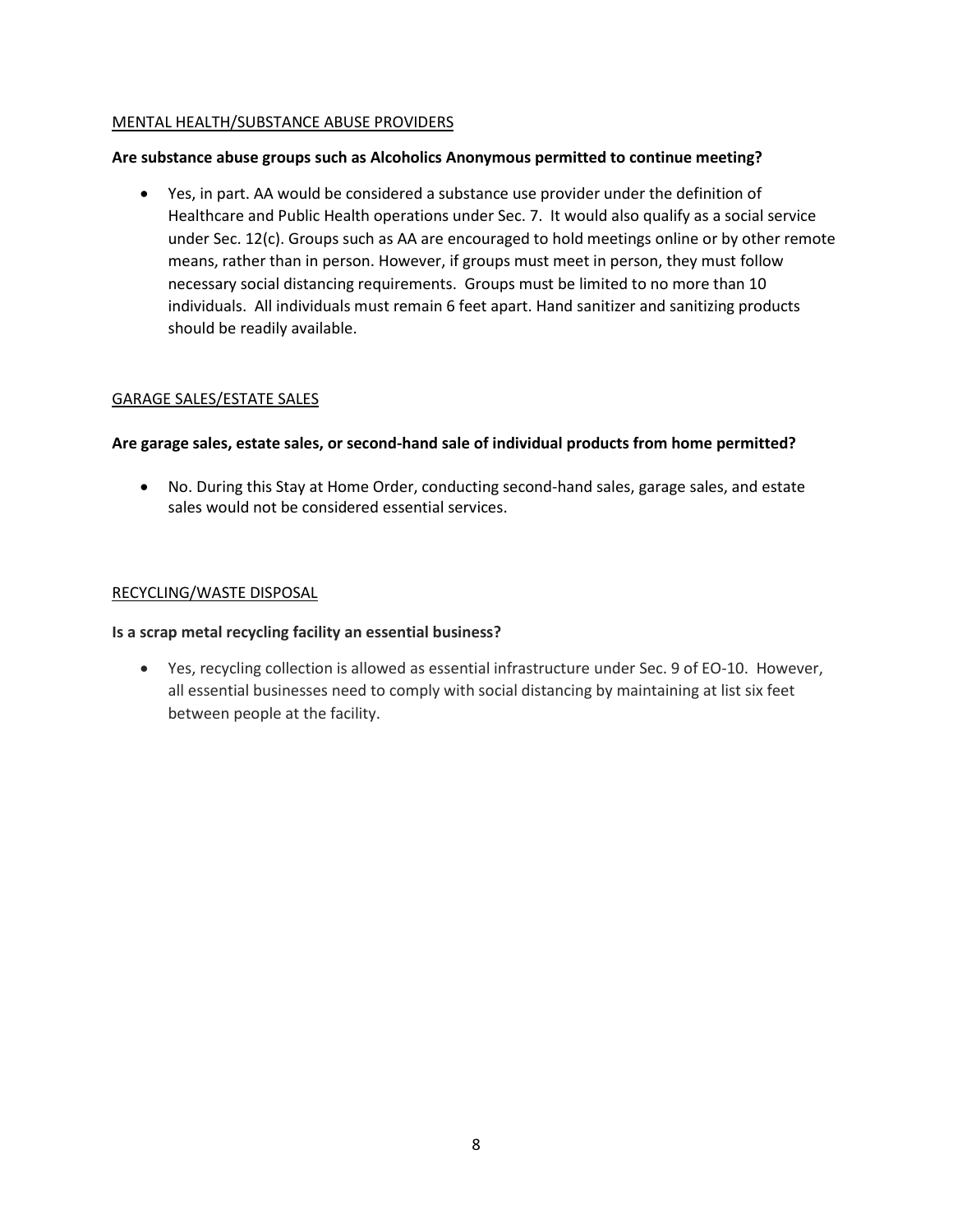MENTAL HEALTH/SUBSTANCE ABUSE PROVIDERS

**Are substance abuse groups such as Alcoholics Anonymous permitted to continue meeting?**

- Yes, in part. AA would be considered a substance use provider under the definition of Healthcare and Public Health operations under Sec. 7. It would also qualify as a social service under Sec. 12(c). Groups such as AA are encouraged to hold meetings online or by other remote means, rather than in person. However, if groups must meet in person, they must follow necessary social distancing requirements. Groups must be limited to no more than 10 individuals. All individuals must remain 6 feet apart. Hand sanitizer and sanitizing products should be readily available.

GARAGE SALES/ESTATE SALES

**Are garage sales, estate sales, or second-hand sale of individual products from home permitted?**

- No. During this Stay at Home Order, conducting second-hand sales, garage sales, and estate sales would not be considered essential services.

RECYCLING/WASTE DISPOSAL

**Is a scrap metal recycling facility an essential business?**

- Yes, recycling collection is allowed as essential infrastructure under Sec. 9 of EO-10. However, all essential businesses need to comply with social distancing by maintaining at list six feet between people at the facility.